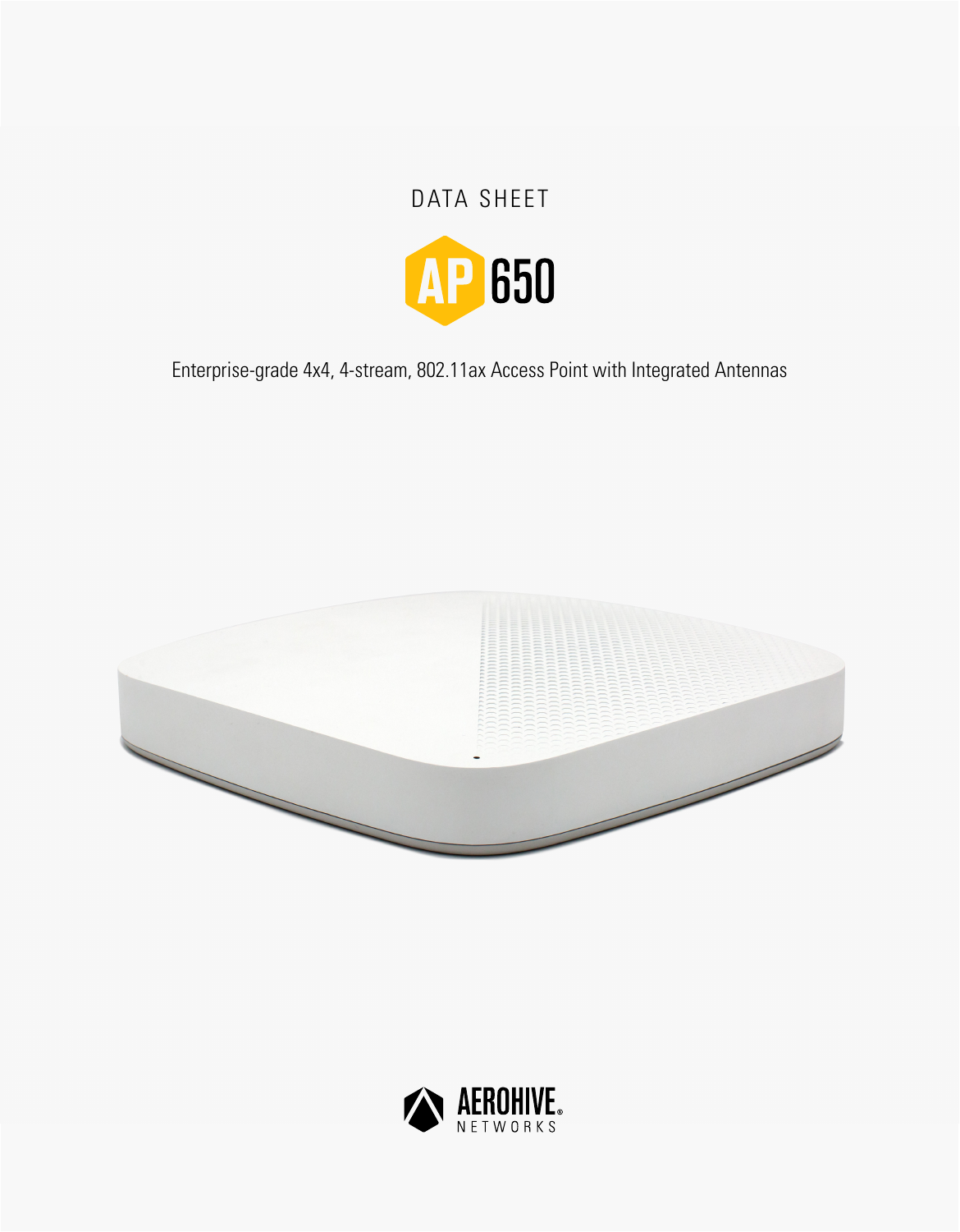DATA SHEET

# AP 650

Enterprise-grade 4x4, 4-stream, 802.11ax Access Point with Integrated Antennas

AEROHIVE NETWORKS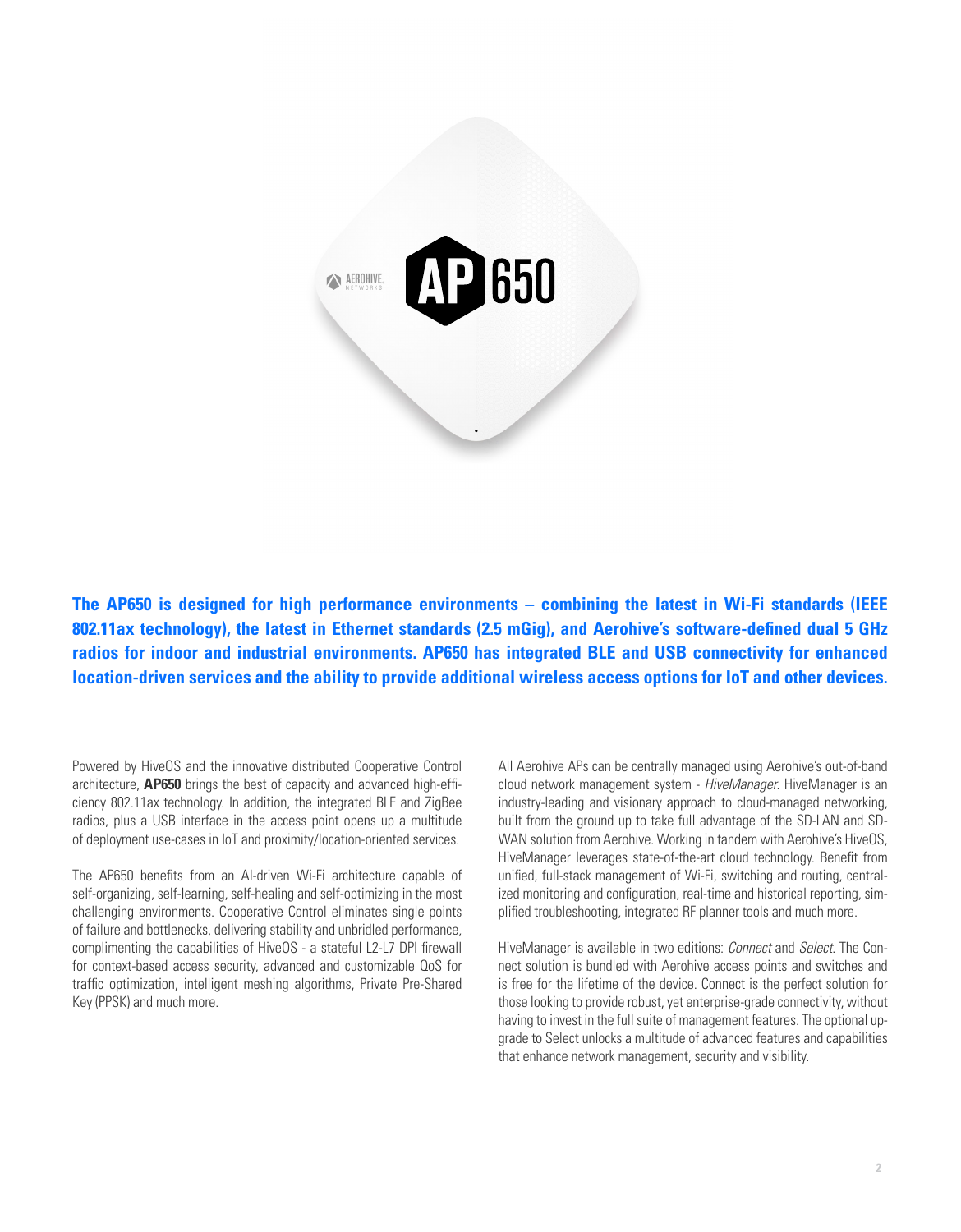**The AP650 is designed for high performance environments – combining the latest in Wi-Fi standards (IEEE 802.11ax technology), the latest in Ethernet standards (2.5 mGig), and Aerohive's software-defined dual 5 GHz radios for indoor and industrial environments. AP650 has integrated BLE and USB connectivity for enhanced location-driven services and the ability to provide additional wireless access options for IoT and other devices.**

Powered by HiveOS and the innovative distributed Cooperative Control architecture, **AP650** brings the best of capacity and advanced high-efficiency 802.11ax technology. In addition, the integrated BLE and ZigBee radios, plus a USB interface in the access point opens up a multitude of deployment use-cases in IoT and proximity/location-oriented services.

The AP650 benefits from an AI-driven Wi-Fi architecture capable of self-organizing, self-learning, self-healing and self-optimizing in the most challenging environments. Cooperative Control eliminates single points of failure and bottlenecks, delivering stability and unbridled performance, complimenting the capabilities of HiveOS - a stateful L2-L7 DPI firewall for context-based access security, advanced and customizable QoS for traffic optimization, intelligent meshing algorithms, Private Pre-Shared Key (PPSK) and much more.

All Aerohive APs can be centrally managed using Aerohive's out-of-band cloud network management system - *HiveManager*. HiveManager is an industry-leading and visionary approach to cloud-managed networking, built from the ground up to take full advantage of the SD-LAN and SD-WAN solution from Aerohive. Working in tandem with Aerohive's HiveOS, HiveManager leverages state-of-the-art cloud technology. Benefit from unified, full-stack management of Wi-Fi, switching and routing, centralized monitoring and configuration, real-time and historical reporting, simplified troubleshooting, integrated RF planner tools and much more.

HiveManager is available in two editions: *Connect* and *Select*. The Connect solution is bundled with Aerohive access points and switches and is free for the lifetime of the device. Connect is the perfect solution for those looking to provide robust, yet enterprise-grade connectivity, without having to invest in the full suite of management features. The optional upgrade to Select unlocks a multitude of advanced features and capabilities that enhance network management, security and visibility.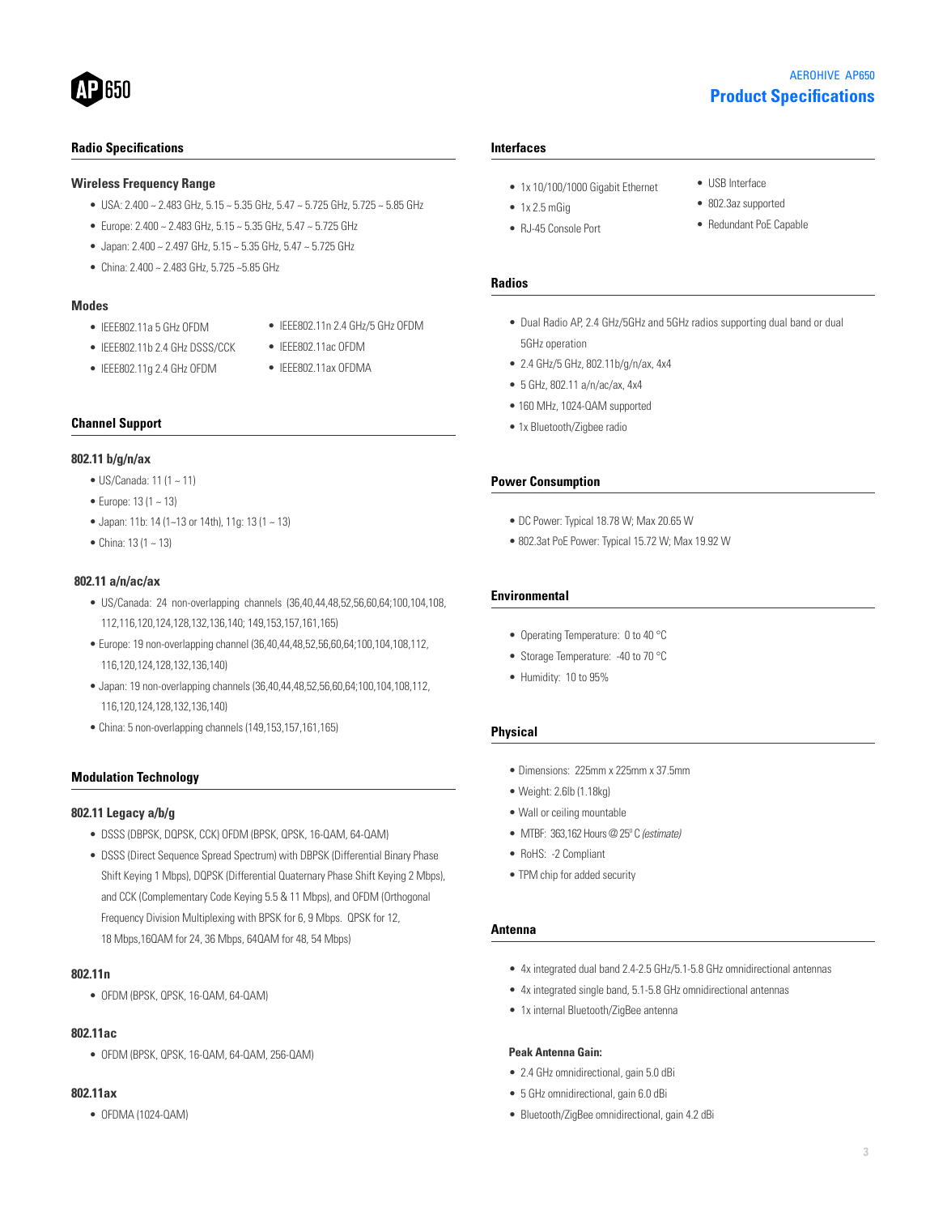# Product Specifications

## Radio Specifications

### Wireless Frequency Range

- USA: 2.400 ~ 2.483 GHz, 5.15 ~ 5.35 GHz, 5.47 ~ 5.725 GHz, 5.725 ~ 5.85 GHz
- Europe: 2.400 ~ 2.483 GHz, 5.15 ~ 5.35 GHz, 5.47 ~ 5.725 GHz
- Japan: 2.400 ~ 2.497 GHz, 5.15 ~ 5.35 GHz, 5.47 ~ 5.725 GHz
- China: 2.400 ~ 2.483 GHz, 5.725 ~5.85 GHz

### Modes

- IEEE802.11a 5 GHz OFDM
- IEEE802.11b 2.4 GHz DSSS/CCK
- IEEE802.11g 2.4 GHz OFDM
- IEEE802.11n 2.4 GHz/5 GHz OFDM
- IEEE802.11ac OFDM
- IEEE802.11ax OFDMA

## Channel Support

### 802.11 b/g/n/ax

- US/Canada: 11 (1 ~ 11)
- Europe: 13 (1 ~ 13)
- Japan: 11b: 14 (1~13 or 14th), 11g: 13 (1 ~ 13)
- China: 13 (1 ~ 13)

### 802.11 a/n/ac/ax

- US/Canada: 24 non-overlapping channels (36,40,44,48,52,56,60,64;100,104,108,112,116,120,124,128,132,136,140; 149,153,157,161,165)
- Europe: 19 non-overlapping channel (36,40,44,48,52,56,60,64;100,104,108,112,116,120,124,128,132,136,140)
- Japan: 19 non-overlapping channels (36,40,44,48,52,56,60,64;100,104,108,112,116,120,124,128,132,136,140)
- China: 5 non-overlapping channels (149,153,157,161,165)

## Modulation Technology

### 802.11 Legacy a/b/g

- DSSS (DBPSK, DQPSK, CCK) OFDM (BPSK, QPSK, 16-QAM, 64-QAM)
- DSSS (Direct Sequence Spread Spectrum) with DBPSK (Differential Binary Phase Shift Keying 1 Mbps), DQPSK (Differential Quaternary Phase Shift Keying 2 Mbps), and CCK (Complementary Code Keying 5.5 & 11 Mbps), and OFDM (Orthogonal Frequency Division Multiplexing with BPSK for 6, 9 Mbps. QPSK for 12, 18 Mbps,16QAM for 24, 36 Mbps, 64QAM for 48, 54 Mbps)

### 802.11n

- OFDM (BPSK, QPSK, 16-QAM, 64-QAM)

### 802.11ac

- OFDM (BPSK, QPSK, 16-QAM, 64-QAM, 256-QAM)

### 802.11ax

- OFDMA (1024-QAM)

## Interfaces

- 1x 10/100/1000 Gigabit Ethernet
- 1x 2.5 mGig
- RJ-45 Console Port
- USB Interface
- 802.3az supported
- Redundant PoE Capable

## Radios

- Dual Radio AP, 2.4 GHz/5GHz and 5GHz radios supporting dual band or dual 5GHz operation
- 2.4 GHz/5 GHz, 802.11b/g/n/ax, 4x4
- 5 GHz, 802.11 a/n/ac/ax, 4x4
- 160 MHz, 1024-QAM supported
- 1x Bluetooth/Zigbee radio

## Power Consumption

- DC Power: Typical 18.78 W; Max 20.65 W
- 802.3at PoE Power: Typical 15.72 W; Max 19.92 W

## Environmental

- Operating Temperature: 0 to 40 °C
- Storage Temperature: -40 to 70 °C
- Humidity: 10 to 95%

## Physical

- Dimensions: 225mm x 225mm x 37.5mm
- Weight: 2.6lb (1.18kg)
- Wall or ceiling mountable
- MTBF: 363,162 Hours @ 25° C *(estimate)*
- RoHS: -2 Compliant
- TPM chip for added security

## Antenna

- 4x integrated dual band 2.4-2.5 GHz/5.1-5.8 GHz omnidirectional antennas
- 4x integrated single band, 5.1-5.8 GHz omnidirectional antennas
- 1x internal Bluetooth/ZigBee antenna

**Peak Antenna Gain:**

- 2.4 GHz omnidirectional, gain 5.0 dBi
- 5 GHz omnidirectional, gain 6.0 dBi
- Bluetooth/ZigBee omnidirectional, gain 4.2 dBi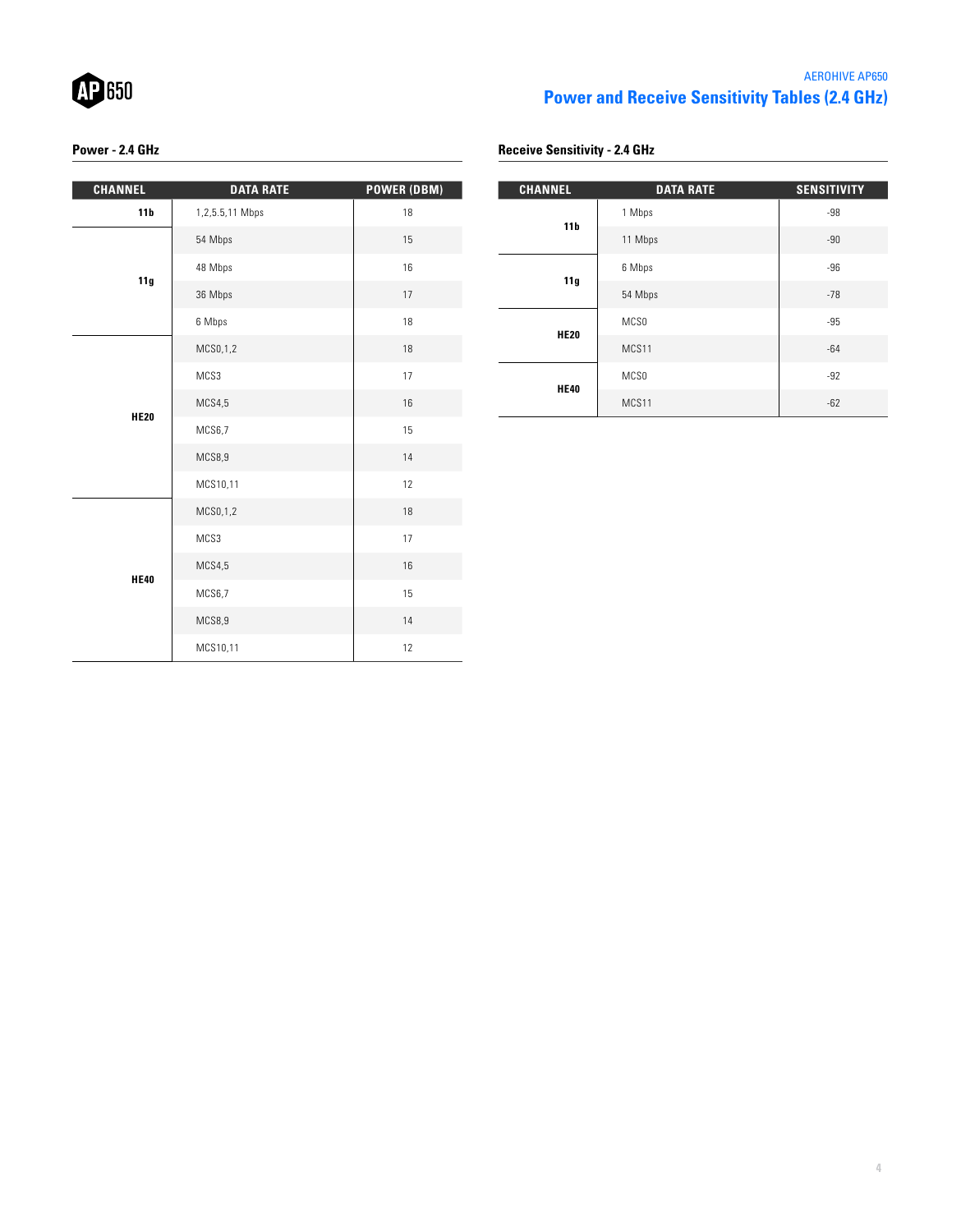## Power and Receive Sensitivity Tables (2.4 GHz)

### Power - 2.4 GHz

| CHANNEL | DATA RATE | POWER (DBM) |
|---|---|---|
| 11b | 1,2,5.5,11 Mbps | 18 |
| 11g | 54 Mbps | 15 |
| | 48 Mbps | 16 |
| | 36 Mbps | 17 |
| | 6 Mbps | 18 |
| HE20 | MCS0,1,2 | 18 |
| | MCS3 | 17 |
| | MCS4,5 | 16 |
| | MCS6,7 | 15 |
| | MCS8,9 | 14 |
| | MCS10,11 | 12 |
| HE40 | MCS0,1,2 | 18 |
| | MCS3 | 17 |
| | MCS4,5 | 16 |
| | MCS6,7 | 15 |
| | MCS8,9 | 14 |
| | MCS10,11 | 12 |

### Receive Sensitivity - 2.4 GHz

| CHANNEL | DATA RATE | SENSITIVITY |
|---|---|---|
| 11b | 1 Mbps | -98 |
| | 11 Mbps | -90 |
| 11g | 6 Mbps | -96 |
| | 54 Mbps | -78 |
| HE20 | MCS0 | -95 |
| | MCS11 | -64 |
| HE40 | MCS0 | -92 |
| | MCS11 | -62 |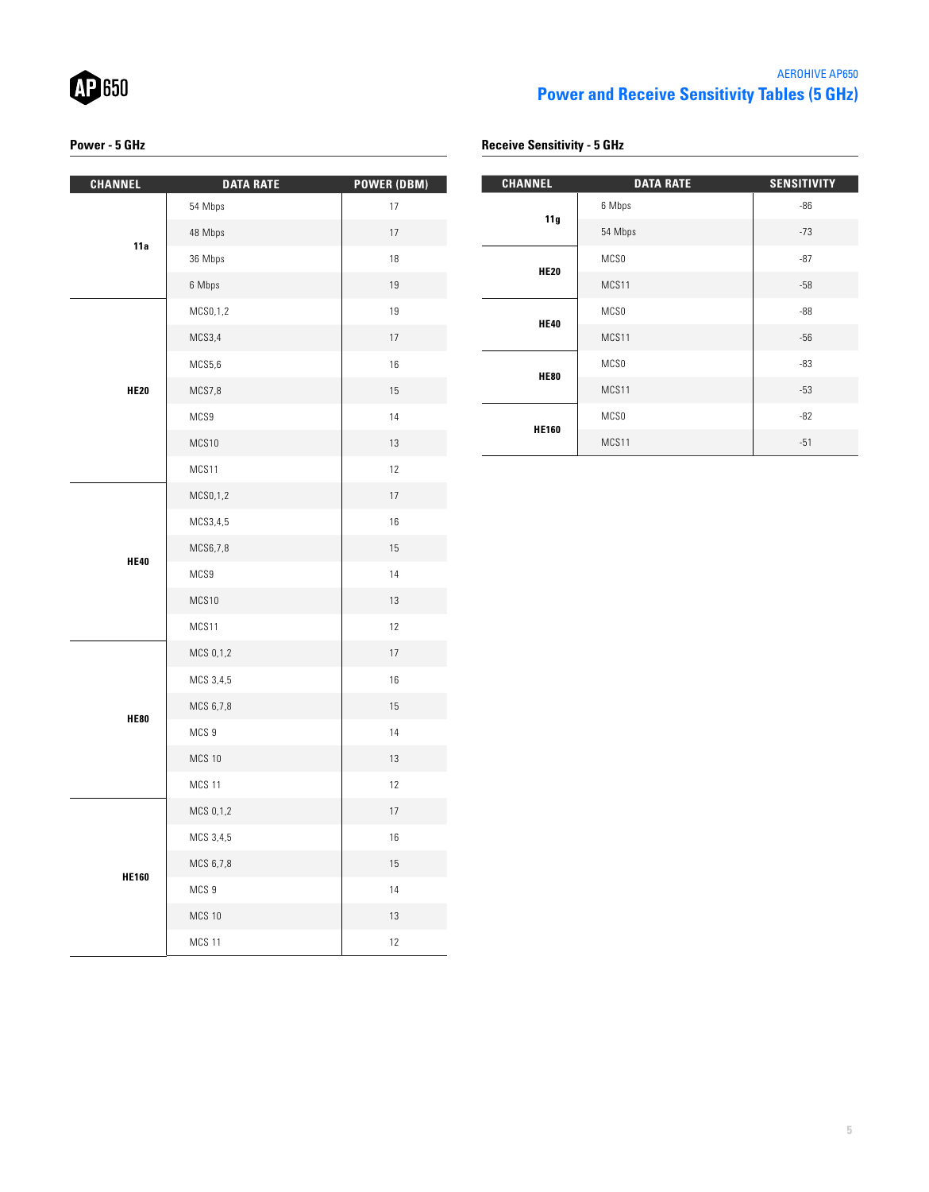## Power and Receive Sensitivity Tables (5 GHz)

### Power - 5 GHz

| CHANNEL | DATA RATE | POWER (DBM) |
|---|---|---|
| 11a | 54 Mbps | 17 |
| | 48 Mbps | 17 |
| | 36 Mbps | 18 |
| | 6 Mbps | 19 |
| HE20 | MCS0,1,2 | 19 |
| | MCS3,4 | 17 |
| | MCS5,6 | 16 |
| | MCS7,8 | 15 |
| | MCS9 | 14 |
| | MCS10 | 13 |
| | MCS11 | 12 |
| HE40 | MCS0,1,2 | 17 |
| | MCS3,4,5 | 16 |
| | MCS6,7,8 | 15 |
| | MCS9 | 14 |
| | MCS10 | 13 |
| | MCS11 | 12 |
| HE80 | MCS 0,1,2 | 17 |
| | MCS 3,4,5 | 16 |
| | MCS 6,7,8 | 15 |
| | MCS 9 | 14 |
| | MCS 10 | 13 |
| | MCS 11 | 12 |
| HE160 | MCS 0,1,2 | 17 |
| | MCS 3,4,5 | 16 |
| | MCS 6,7,8 | 15 |
| | MCS 9 | 14 |
| | MCS 10 | 13 |
| | MCS 11 | 12 |

### Receive Sensitivity - 5 GHz

| CHANNEL | DATA RATE | SENSITIVITY |
|---|---|---|
| 11g | 6 Mbps | -86 |
| | 54 Mbps | -73 |
| HE20 | MCS0 | -87 |
| | MCS11 | -58 |
| HE40 | MCS0 | -88 |
| | MCS11 | -56 |
| HE80 | MCS0 | -83 |
| | MCS11 | -53 |
| HE160 | MCS0 | -82 |
| | MCS11 | -51 |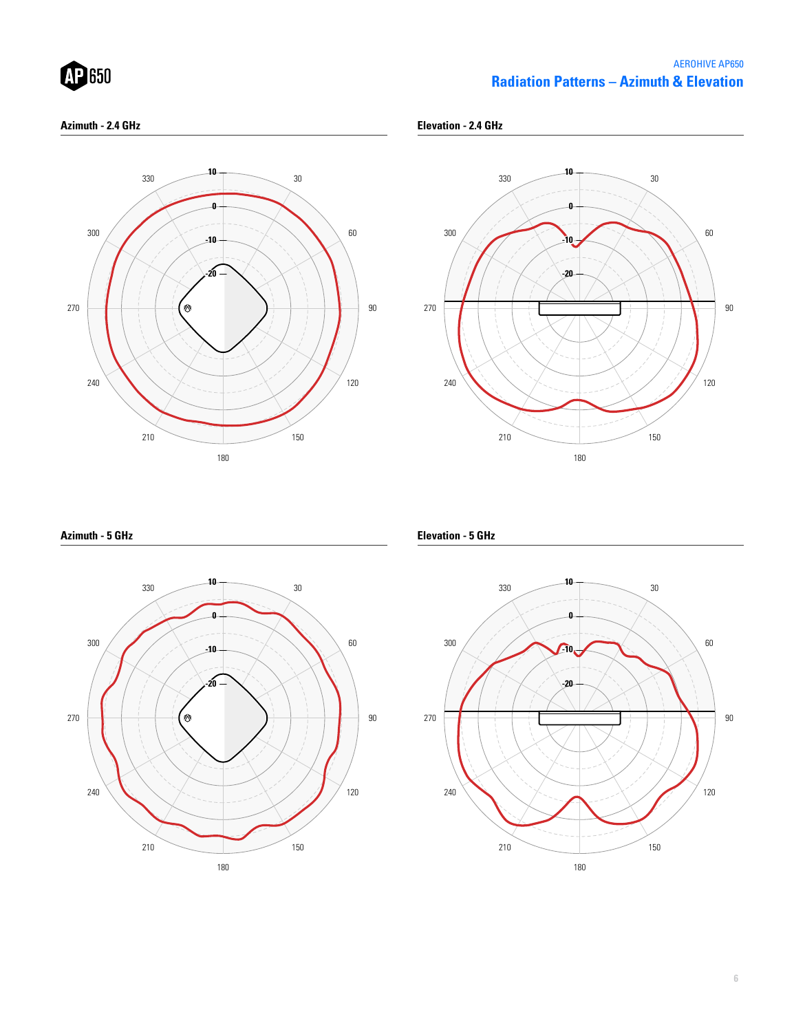## Radiation Patterns – Azimuth & Elevation

### Azimuth - 2.4 GHz

### Elevation - 2.4 GHz

### Azimuth - 5 GHz

### Elevation - 5 GHz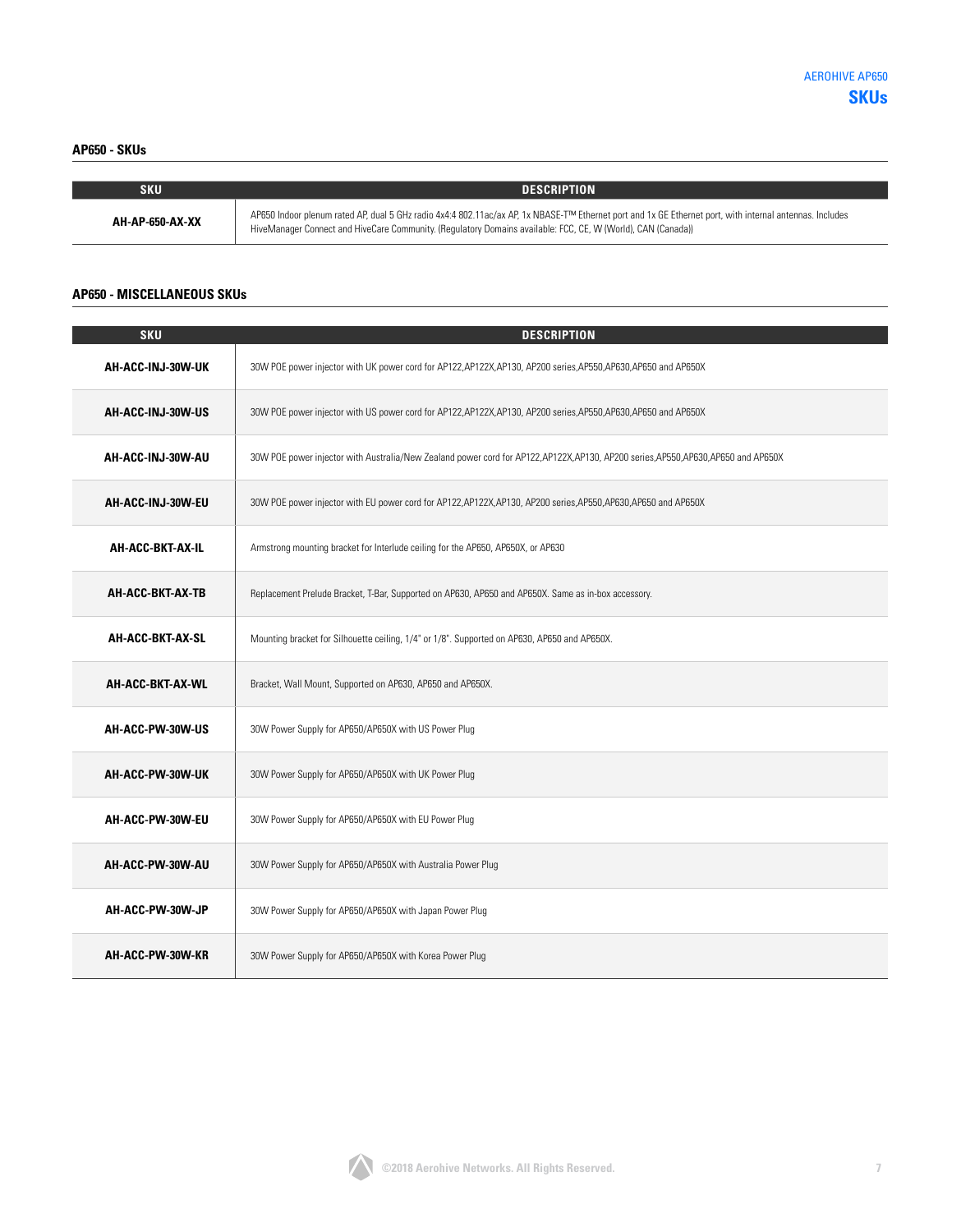## AP650 - SKUs

| SKU | DESCRIPTION |
|---|---|
| **AH-AP-650-AX-XX** | AP650 Indoor plenum rated AP, dual 5 GHz radio 4x4:4 802.11ac/ax AP, 1x NBASE-T™ Ethernet port and 1x GE Ethernet port, with internal antennas. Includes HiveManager Connect and HiveCare Community. (Regulatory Domains available: FCC, CE, W (World), CAN (Canada)) |

## AP650 - MISCELLANEOUS SKUs

| SKU | DESCRIPTION |
|---|---|
| **AH-ACC-INJ-30W-UK** | 30W POE power injector with UK power cord for AP122,AP122X,AP130, AP200 series,AP550,AP630,AP650 and AP650X |
| **AH-ACC-INJ-30W-US** | 30W POE power injector with US power cord for AP122,AP122X,AP130, AP200 series,AP550,AP630,AP650 and AP650X |
| **AH-ACC-INJ-30W-AU** | 30W POE power injector with Australia/New Zealand power cord for AP122,AP122X,AP130, AP200 series,AP550,AP630,AP650 and AP650X |
| **AH-ACC-INJ-30W-EU** | 30W POE power injector with EU power cord for AP122,AP122X,AP130, AP200 series,AP550,AP630,AP650 and AP650X |
| **AH-ACC-BKT-AX-IL** | Armstrong mounting bracket for Interlude ceiling for the AP650, AP650X, or AP630 |
| **AH-ACC-BKT-AX-TB** | Replacement Prelude Bracket, T-Bar, Supported on AP630, AP650 and AP650X. Same as in-box accessory. |
| **AH-ACC-BKT-AX-SL** | Mounting bracket for Silhouette ceiling, 1/4" or 1/8". Supported on AP630, AP650 and AP650X. |
| **AH-ACC-BKT-AX-WL** | Bracket, Wall Mount, Supported on AP630, AP650 and AP650X. |
| **AH-ACC-PW-30W-US** | 30W Power Supply for AP650/AP650X with US Power Plug |
| **AH-ACC-PW-30W-UK** | 30W Power Supply for AP650/AP650X with UK Power Plug |
| **AH-ACC-PW-30W-EU** | 30W Power Supply for AP650/AP650X with EU Power Plug |
| **AH-ACC-PW-30W-AU** | 30W Power Supply for AP650/AP650X with Australia Power Plug |
| **AH-ACC-PW-30W-JP** | 30W Power Supply for AP650/AP650X with Japan Power Plug |
| **AH-ACC-PW-30W-KR** | 30W Power Supply for AP650/AP650X with Korea Power Plug |